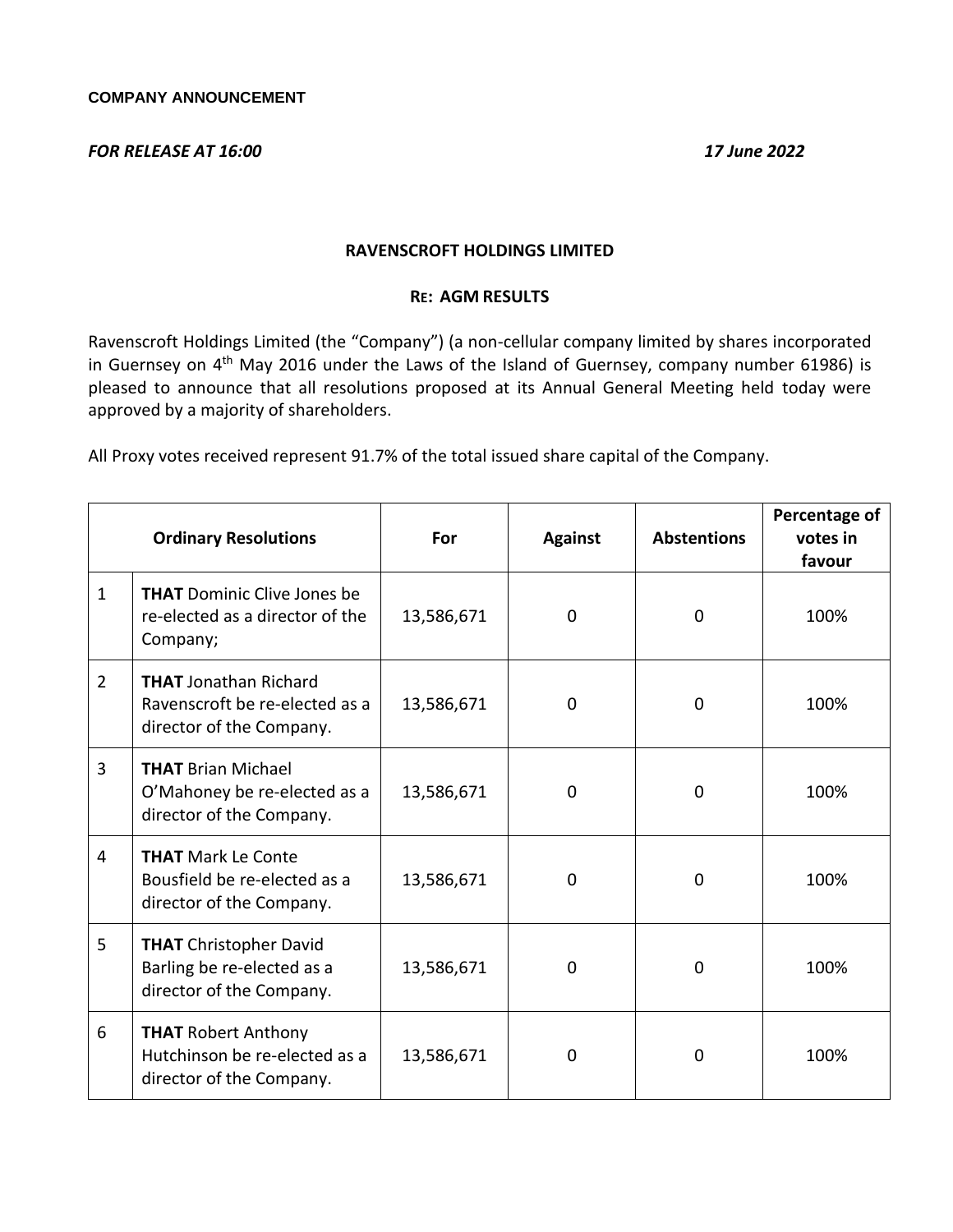**COMPANY ANNOUNCEMENT**

***FOR RELEASE AT 16:00*** ***17 June 2022***

**RAVENSCROFT HOLDINGS LIMITED**

**RE: AGM RESULTS**

Ravenscroft Holdings Limited (the "Company") (a non-cellular company limited by shares incorporated in Guernsey on 4th May 2016 under the Laws of the Island of Guernsey, company number 61986) is pleased to announce that all resolutions proposed at its Annual General Meeting held today were approved by a majority of shareholders.

All Proxy votes received represent 91.7% of the total issued share capital of the Company.

| Ordinary Resolutions | | For | Against | Abstentions | Percentage of votes in favour |
|---|---|---|---|---|---|
| 1 | **THAT** Dominic Clive Jones be re-elected as a director of the Company; | 13,586,671 | 0 | 0 | 100% |
| 2 | **THAT** Jonathan Richard Ravenscroft be re-elected as a director of the Company. | 13,586,671 | 0 | 0 | 100% |
| 3 | **THAT** Brian Michael O'Mahoney be re-elected as a director of the Company. | 13,586,671 | 0 | 0 | 100% |
| 4 | **THAT** Mark Le Conte Bousfield be re-elected as a director of the Company. | 13,586,671 | 0 | 0 | 100% |
| 5 | **THAT** Christopher David Barling be re-elected as a director of the Company. | 13,586,671 | 0 | 0 | 100% |
| 6 | **THAT** Robert Anthony Hutchinson be re-elected as a director of the Company. | 13,586,671 | 0 | 0 | 100% |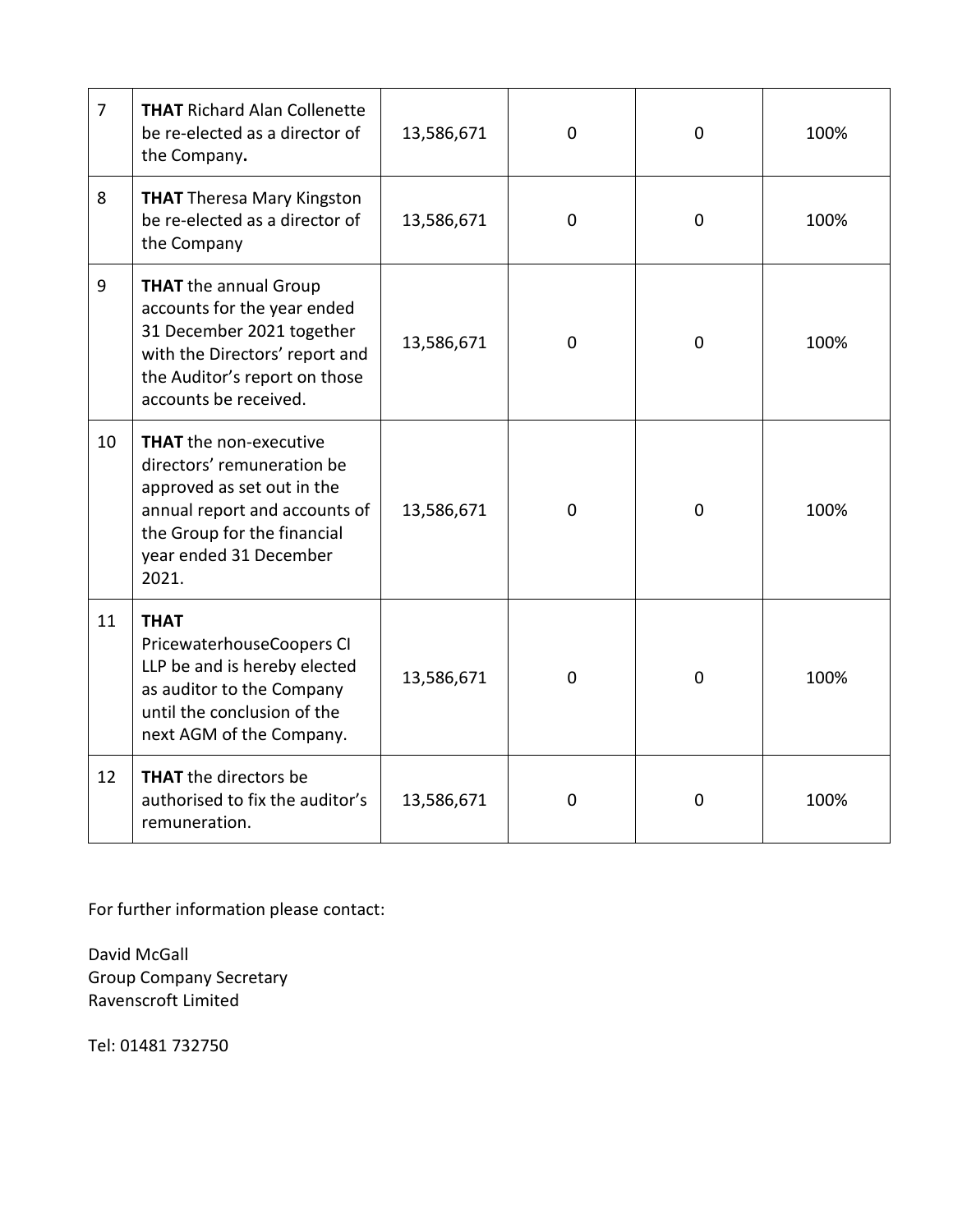| | | | | | |
|---|---|---|---|---|---|
| 7 | **THAT** Richard Alan Collenette be re-elected as a director of the Company**.** | 13,586,671 | 0 | 0 | 100% |
| 8 | **THAT** Theresa Mary Kingston be re-elected as a director of the Company | 13,586,671 | 0 | 0 | 100% |
| 9 | **THAT** the annual Group accounts for the year ended 31 December 2021 together with the Directors' report and the Auditor's report on those accounts be received. | 13,586,671 | 0 | 0 | 100% |
| 10 | **THAT** the non-executive directors' remuneration be approved as set out in the annual report and accounts of the Group for the financial year ended 31 December 2021. | 13,586,671 | 0 | 0 | 100% |
| 11 | **THAT** PricewaterhouseCoopers CI LLP be and is hereby elected as auditor to the Company until the conclusion of the next AGM of the Company. | 13,586,671 | 0 | 0 | 100% |
| 12 | **THAT** the directors be authorised to fix the auditor's remuneration. | 13,586,671 | 0 | 0 | 100% |

For further information please contact:

David McGall
Group Company Secretary
Ravenscroft Limited

Tel: 01481 732750